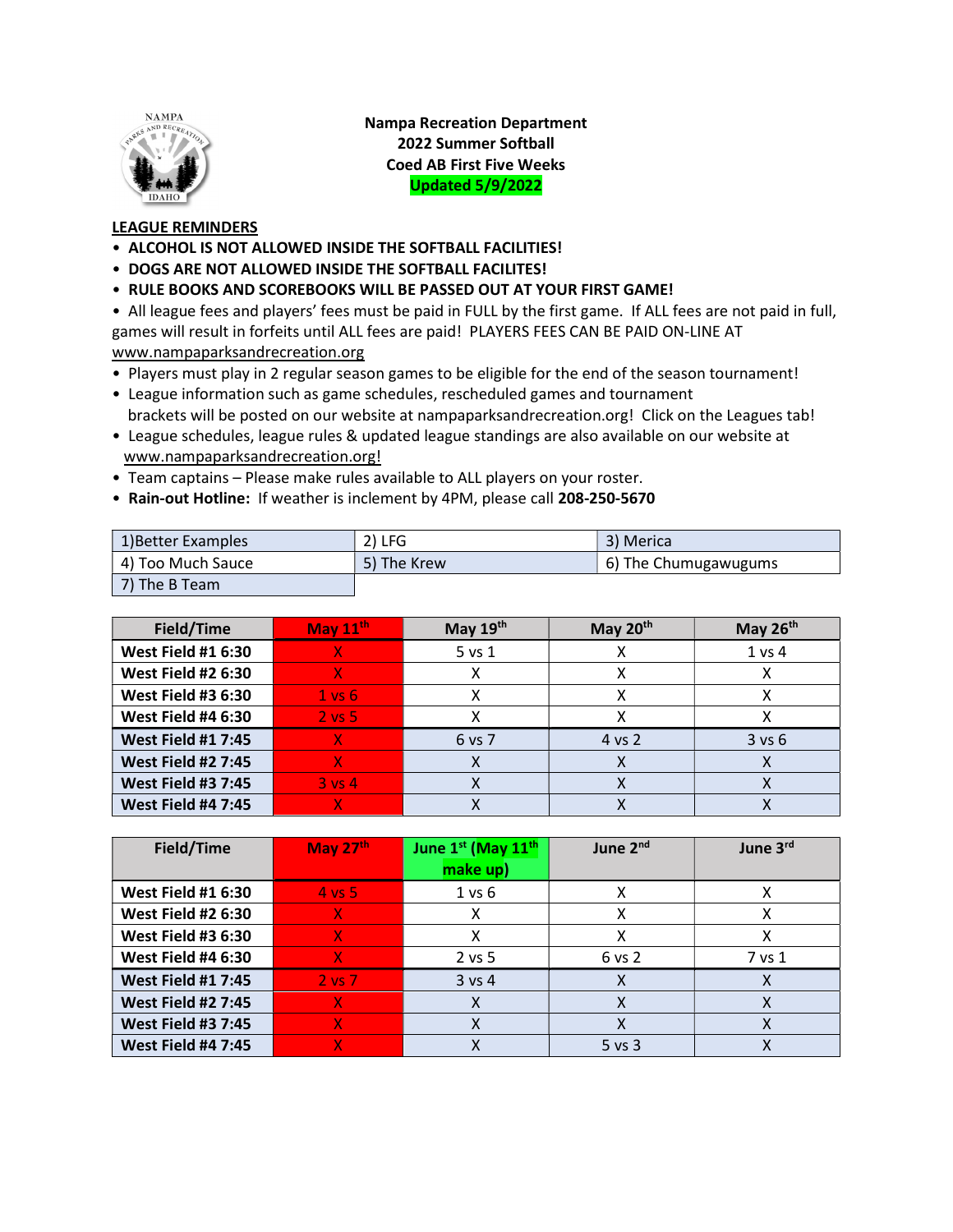**Nampa Recreation Department**
**2022 Summer Softball**
**Coed AB First Five Weeks**
**Updated 5/9/2022**

## LEAGUE REMINDERS

- **ALCOHOL IS NOT ALLOWED INSIDE THE SOFTBALL FACILITIES!**
- **DOGS ARE NOT ALLOWED INSIDE THE SOFTBALL FACILITES!**
- **RULE BOOKS AND SCOREBOOKS WILL BE PASSED OUT AT YOUR FIRST GAME!**
- All league fees and players' fees must be paid in FULL by the first game. If ALL fees are not paid in full, games will result in forfeits until ALL fees are paid! PLAYERS FEES CAN BE PAID ON-LINE AT www.nampaparksandrecreation.org
- Players must play in 2 regular season games to be eligible for the end of the season tournament!
- League information such as game schedules, rescheduled games and tournament brackets will be posted on our website at nampaparksandrecreation.org! Click on the Leagues tab!
- League schedules, league rules & updated league standings are also available on our website at www.nampaparksandrecreation.org!
- Team captains – Please make rules available to ALL players on your roster.
- **Rain-out Hotline:** If weather is inclement by 4PM, please call **208-250-5670**

| | | |
|---|---|---|
| 1)Better Examples | 2) LFG | 3) Merica |
| 4) Too Much Sauce | 5) The Krew | 6) The Chumugawugums |
| 7) The B Team | | |

| Field/Time | May 11th | May 19th | May 20th | May 26th |
|---|---|---|---|---|
| West Field #1 6:30 | X | 5 vs 1 | X | 1 vs 4 |
| West Field #2 6:30 | X | X | X | X |
| West Field #3 6:30 | 1 vs 6 | X | X | X |
| West Field #4 6:30 | 2 vs 5 | X | X | X |
| West Field #1 7:45 | X | 6 vs 7 | 4 vs 2 | 3 vs 6 |
| West Field #2 7:45 | X | X | X | X |
| West Field #3 7:45 | 3 vs 4 | X | X | X |
| West Field #4 7:45 | X | X | X | X |

| Field/Time | May 27th | June 1st (May 11th make up) | June 2nd | June 3rd |
|---|---|---|---|---|
| West Field #1 6:30 | 4 vs 5 | 1 vs 6 | X | X |
| West Field #2 6:30 | X | X | X | X |
| West Field #3 6:30 | X | X | X | X |
| West Field #4 6:30 | X | 2 vs 5 | 6 vs 2 | 7 vs 1 |
| West Field #1 7:45 | 2 vs 7 | 3 vs 4 | X | X |
| West Field #2 7:45 | X | X | X | X |
| West Field #3 7:45 | X | X | X | X |
| West Field #4 7:45 | X | X | 5 vs 3 | X |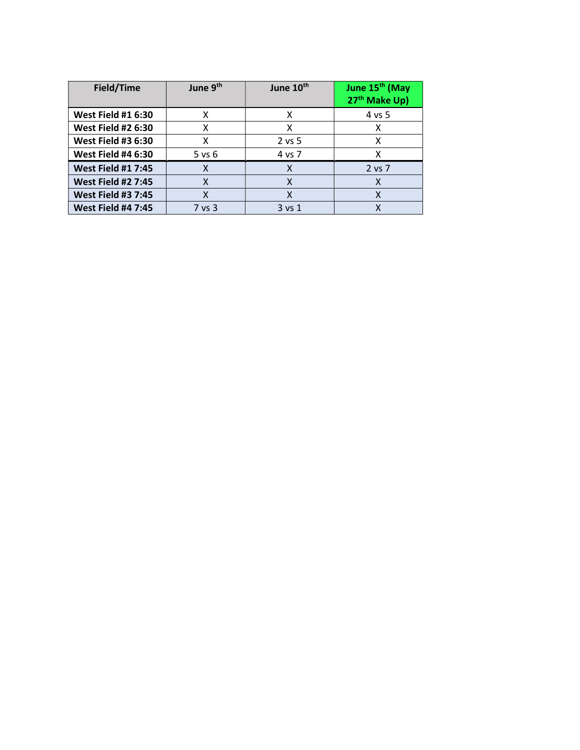| Field/Time | June 9th | June 10th | June 15th (May 27th Make Up) |
|---|---|---|---|
| **West Field #1 6:30** | X | X | 4 vs 5 |
| **West Field #2 6:30** | X | X | X |
| **West Field #3 6:30** | X | 2 vs 5 | X |
| **West Field #4 6:30** | 5 vs 6 | 4 vs 7 | X |
| **West Field #1 7:45** | X | X | 2 vs 7 |
| **West Field #2 7:45** | X | X | X |
| **West Field #3 7:45** | X | X | X |
| **West Field #4 7:45** | 7 vs 3 | 3 vs 1 | X |